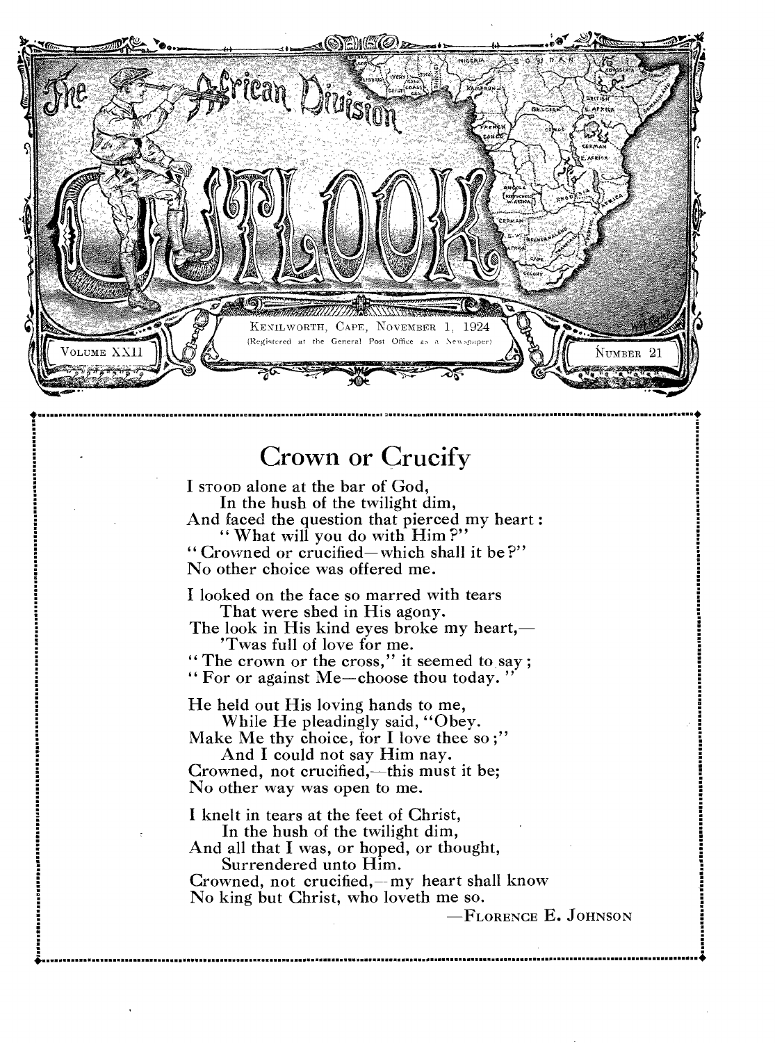# The African Division OUTLOOK

KENILWORTH, CAPE, NOVEMBER 1, 1924

(Registered at the General Post Office as a Newspaper)

VOLUME XXII — NUMBER 21

## Crown or Crucify

I STOOD alone at the bar of God,
In the hush of the twilight dim,
And faced the question that pierced my heart:
"What will you do with Him?"
"Crowned or crucified—which shall it be?"
No other choice was offered me.

I looked on the face so marred with tears
That were shed in His agony.
The look in His kind eyes broke my heart,—
'Twas full of love for me.
"The crown or the cross," it seemed to say;
"For or against Me—choose thou today."

He held out His loving hands to me,
While He pleadingly said, "Obey.
Make Me thy choice, for I love thee so;"
And I could not say Him nay.
Crowned, not crucified,—this must it be;
No other way was open to me.

I knelt in tears at the feet of Christ,
In the hush of the twilight dim,
And all that I was, or hoped, or thought,
Surrendered unto Him.
Crowned, not crucified,—my heart shall know
No king but Christ, who loveth me so.

—FLORENCE E. JOHNSON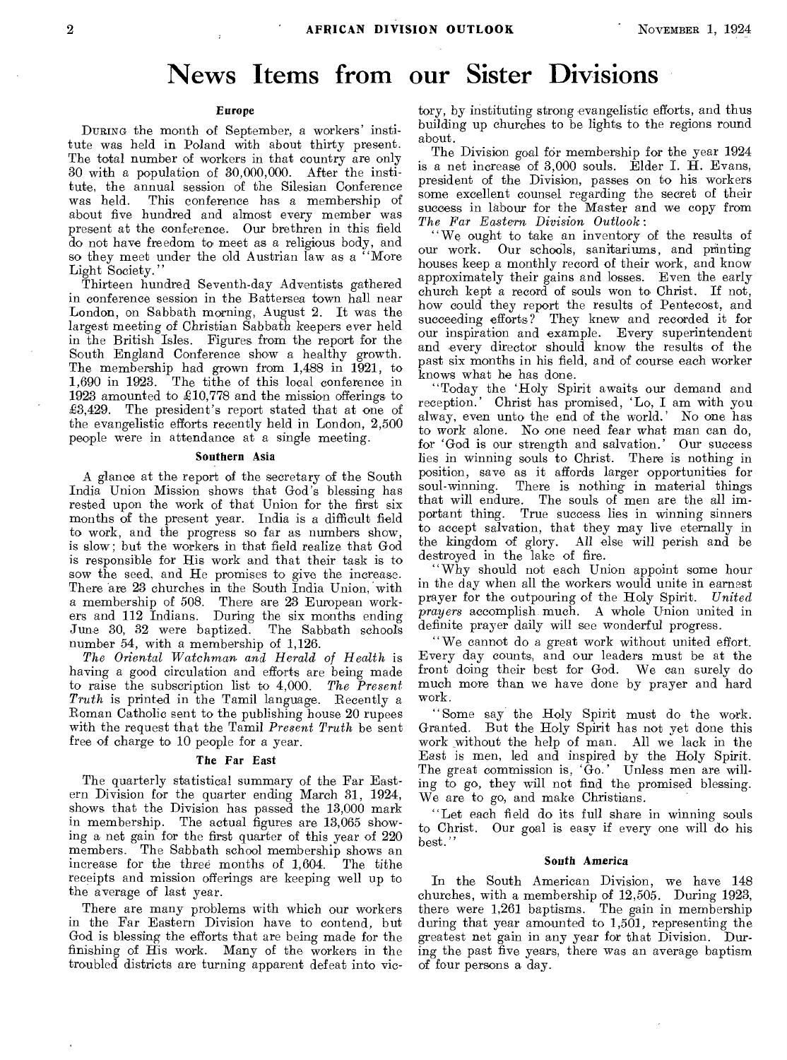# News Items from our Sister Divisions

### Europe

DURING the month of September, a workers' institute was held in Poland with about thirty present. The total number of workers in that country are only 30 with a population of 30,000,000. After the institute, the annual session of the Silesian Conference was held. This conference has a membership of about five hundred and almost every member was present at the conference. Our brethren in this field do not have freedom to meet as a religious body, and so they meet under the old Austrian law as a "More Light Society."

Thirteen hundred Seventh-day Adventists gathered in conference session in the Battersea town hall near London, on Sabbath morning, August 2. It was the largest meeting of Christian Sabbath keepers ever held in the British Isles. Figures from the report for the South England Conference show a healthy growth. The membership had grown from 1,488 in 1921, to 1,690 in 1923. The tithe of this local conference in 1923 amounted to £10,778 and the mission offerings to £3,429. The president's report stated that at one of the evangelistic efforts recently held in London, 2,500 people were in attendance at a single meeting.

### Southern Asia

A glance at the report of the secretary of the South India Union Mission shows that God's blessing has rested upon the work of that Union for the first six months of the present year. India is a difficult field to work, and the progress so far as numbers show, is slow; but the workers in that field realize that God is responsible for His work and that their task is to sow the seed, and He promises to give the increase. There are 23 churches in the South India Union, with a membership of 508. There are 23 European workers and 112 Indians. During the six months ending June 30, 32 were baptized. The Sabbath schools number 54, with a membership of 1,126.

*The Oriental Watchman and Herald of Health* is having a good circulation and efforts are being made to raise the subscription list to 4,000. *The Present Truth* is printed in the Tamil language. Recently a Roman Catholic sent to the publishing house 20 rupees with the request that the Tamil *Present Truth* be sent free of charge to 10 people for a year.

### The Far East

The quarterly statistical summary of the Far Eastern Division for the quarter ending March 31, 1924, shows that the Division has passed the 13,000 mark in membership. The actual figures are 13,065 showing a net gain for the first quarter of this year of 220 members. The Sabbath school membership shows an increase for the three months of 1,604. The tithe receipts and mission offerings are keeping well up to the average of last year.

There are many problems with which our workers in the Far Eastern Division have to contend, but God is blessing the efforts that are being made for the finishing of His work. Many of the workers in the troubled districts are turning apparent defeat into victory, by instituting strong evangelistic efforts, and thus building up churches to be lights to the regions round about.

The Division goal for membership for the year 1924 is a net increase of 3,000 souls. Elder I. H. Evans, president of the Division, passes on to his workers some excellent counsel regarding the secret of their success in labour for the Master and we copy from *The Far Eastern Division Outlook*:

"We ought to take an inventory of the results of our work. Our schools, sanitariums, and printing houses keep a monthly record of their work, and know approximately their gains and losses. Even the early church kept a record of souls won to Christ. If not, how could they report the results of Pentecost, and succeeding efforts? They knew and recorded it for our inspiration and example. Every superintendent and every director should know the results of the past six months in his field, and of course each worker knows what he has done.

"Today the 'Holy Spirit awaits our demand and reception.' Christ has promised, 'Lo, I am with you alway, even unto the end of the world.' No one has to work alone. No one need fear what man can do, for 'God is our strength and salvation.' Our success lies in winning souls to Christ. There is nothing in position, save as it affords larger opportunities for soul-winning. There is nothing in material things that will endure. The souls of men are the all important thing. True success lies in winning sinners to accept salvation, that they may live eternally in the kingdom of glory. All else will perish and be destroyed in the lake of fire.

"Why should not each Union appoint some hour in the day when all the workers would unite in earnest prayer for the outpouring of the Holy Spirit. *United prayers* accomplish much. A whole Union united in definite prayer daily will see wonderful progress.

"We cannot do a great work without united effort. Every day counts, and our leaders must be at the front doing their best for God. We can surely do much more than we have done by prayer and hard work.

"Some say the Holy Spirit must do the work. Granted. But the Holy Spirit has not yet done this work without the help of man. All we lack in the East is men, led and inspired by the Holy Spirit. The great commission is, 'Go.' Unless men are willing to go, they will not find the promised blessing. We are to go, and make Christians.

"Let each field do its full share in winning souls to Christ. Our goal is easy if every one will do his best."

### South America

In the South American Division, we have 148 churches, with a membership of 12,505. During 1923, there were 1,261 baptisms. The gain in membership during that year amounted to 1,501, representing the greatest net gain in any year for that Division. During the past five years, there was an average baptism of four persons a day.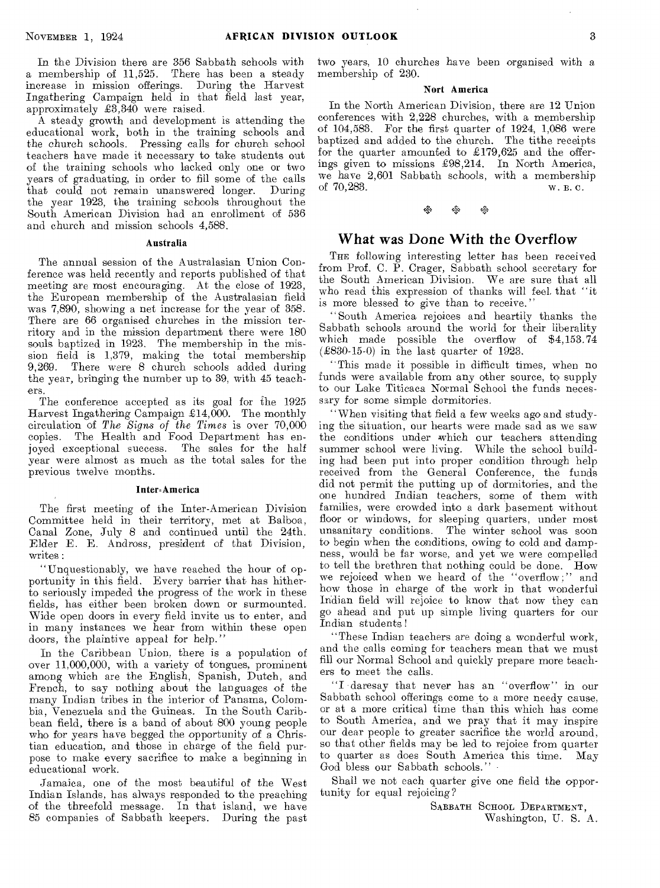In the Division there are 356 Sabbath schools with a membership of 11,525. There has been a steady increase in mission offerings. During the Harvest Ingathering Campaign held in that field last year, approximately £3,340 were raised.

A steady growth and development is attending the educational work, both in the training schools and the church schools. Pressing calls for church school teachers have made it necessary to take students out of the training schools who lacked only one or two years of graduating, in order to fill some of the calls that could not remain unanswered longer. During the year 1923, the training schools throughout the South American Division had an enrollment of 536 and church and mission schools 4,588.

#### Australia

The annual session of the Australasian Union Conference was held recently and reports published of that meeting are most encouraging. At the close of 1923, the European membership of the Australasian field was 7,890, showing a net increase for the year of 358. There are 66 organised churches in the mission territory and in the mission department there were 180 souls baptized in 1923. The membership in the mission field is 1,379, making the total membership 9,269. There were 8 church schools added during the year, bringing the number up to 39, with 45 teachers.

The conference accepted as its goal for the 1925 Harvest Ingathering Campaign £14,000. The monthly circulation of *The Signs of the Times* is over 70,000 copies. The Health and Food Department has enjoyed exceptional success. The sales for the half year were almost as much as the total sales for the previous twelve months.

#### Inter-America

The first meeting of the Inter-American Division Committee held in their territory, met at Balboa, Canal Zone, July 8 and continued until the 24th. Elder E. E. Andross, president of that Division, writes:

"Unquestionably, we have reached the hour of opportunity in this field. Every barrier that has hitherto seriously impeded the progress of the work in these fields, has either been broken down or surmounted. Wide open doors in every field invite us to enter, and in many instances we hear from within these open doors, the plaintive appeal for help."

In the Caribbean Union, there is a population of over 11,000,000, with a variety of tongues, prominent among which are the English, Spanish, Dutch, and French, to say nothing about the languages of the many Indian tribes in the interior of Panama, Colombia, Venezuela and the Guineas. In the South Caribbean field, there is a band of about 800 young people who for years have begged the opportunity of a Christian education, and those in charge of the field purpose to make every sacrifice to make a beginning in educational work.

Jamaica, one of the most beautiful of the West Indian Islands, has always responded to the preaching of the threefold message. In that island, we have 85 companies of Sabbath keepers. During the past two years, 10 churches have been organised with a membership of 230.

#### Nort America

In the North American Division, there are 12 Union conferences with 2,228 churches, with a membership of 104,583. For the first quarter of 1924, 1,086 were baptized and added to the church. The tithe receipts for the quarter amounted to £179,625 and the offerings given to missions £98,214. In North America, we have 2,601 Sabbath schools, with a membership of 70,283.

W. B. C.

## What was Done With the Overflow

The following interesting letter has been received from Prof. C. P. Crager, Sabbath school secretary for the South American Division. We are sure that all who read this expression of thanks will feel that "it is more blessed to give than to receive."

"South America rejoices and heartily thanks the Sabbath schools around the world for their liberality which made possible the overflow of $4,153.74 (£830-15-0) in the last quarter of 1923.

"This made it possible in difficult times, when no funds were available from any other source, to supply to our Lake Titicaca Normal School the funds necessary for some simple dormitories.

"When visiting that field a few weeks ago and studying the situation, our hearts were made sad as we saw the conditions under which our teachers attending summer school were living. While the school building had been put into proper condition through help received from the General Conference, the funds did not permit the putting up of dormitories, and the one hundred Indian teachers, some of them with families, were crowded into a dark basement without floor or windows, for sleeping quarters, under most unsanitary conditions. The winter school was soon to begin when the conditions, owing to cold and dampness, would be far worse, and yet we were compelled to tell the brethren that nothing could be done. How we rejoiced when we heard of the "overflow;" and how those in charge of the work in that wonderful Indian field will rejoice to know that now they can go ahead and put up simple living quarters for our Indian students!

"These Indian teachers are doing a wonderful work, and the calls coming for teachers mean that we must fill our Normal School and quickly prepare more teachers to meet the calls.

"I daresay that never has an "overflow" in our Sabbath school offerings come to a more needy cause, or at a more critical time than this which has come to South America, and we pray that it may inspire our dear people to greater sacrifice the world around, so that other fields may be led to rejoice from quarter to quarter as does South America this time. May God bless our Sabbath schools."

Shall we not each quarter give one field the opportunity for equal rejoicing?

SABBATH SCHOOL DEPARTMENT,
Washington, U. S. A.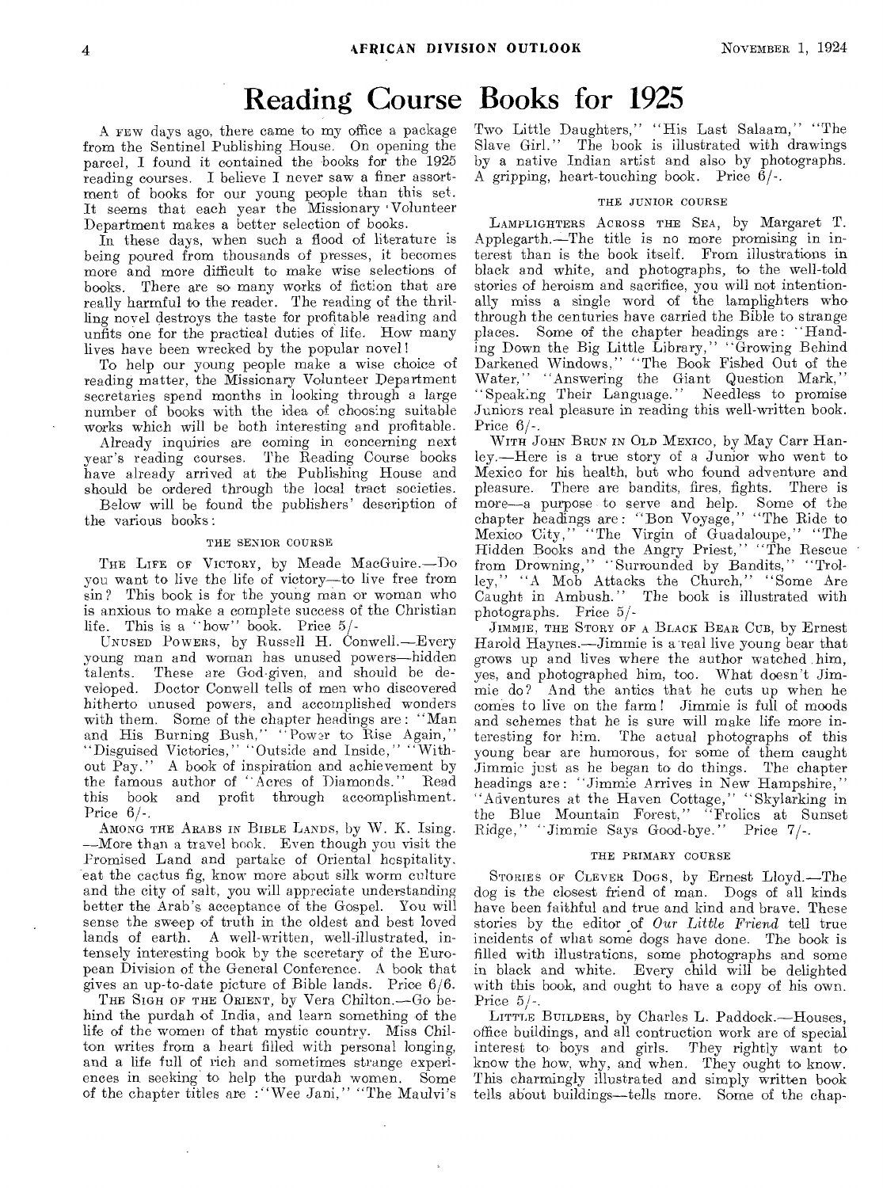# Reading Course Books for 1925

A few days ago, there came to my office a package from the Sentinel Publishing House. On opening the parcel, I found it contained the books for the 1925 reading courses. I believe I never saw a finer assortment of books for our young people than this set. It seems that each year the Missionary Volunteer Department makes a better selection of books.

In these days, when such a flood of literature is being poured from thousands of presses, it becomes more and more difficult to make wise selections of books. There are so many works of fiction that are really harmful to the reader. The reading of the thrilling novel destroys the taste for profitable reading and unfits one for the practical duties of life. How many lives have been wrecked by the popular novel!

To help our young people make a wise choice of reading matter, the Missionary Volunteer Department secretaries spend months in looking through a large number of books with the idea of choosing suitable works which will be both interesting and profitable.

Already inquiries are coming in concerning next year's reading courses. The Reading Course books have already arrived at the Publishing House and should be ordered through the local tract societies.

Below will be found the publishers' description of the various books:

### THE SENIOR COURSE

The Life of Victory, by Meade MacGuire.—Do you want to live the life of victory—to live free from sin? This book is for the young man or woman who is anxious to make a complete success of the Christian life. This is a "how" book. Price 5/-

Unused Powers, by Russell H. Conwell.—Every young man and woman has unused powers—hidden talents. These are God-given, and should be developed. Doctor Conwell tells of men who discovered hitherto unused powers, and accomplished wonders with them. Some of the chapter headings are: "Man and His Burning Bush," "Power to Rise Again," "Disguised Victories," "Outside and Inside," "Without Pay." A book of inspiration and achievement by the famous author of "Acres of Diamonds." Read this book and profit through accomplishment. Price 6/-.

Among the Arabs in Bible Lands, by W. K. Ising. —More than a travel book. Even though you visit the Promised Land and partake of Oriental hospitality, eat the cactus fig, know more about silk worm culture and the city of salt, you will appreciate understanding better the Arab's acceptance of the Gospel. You will sense the sweep of truth in the oldest and best loved lands of earth. A well-written, well-illustrated, intensely interesting book by the secretary of the European Division of the General Conference. A book that gives an up-to-date picture of Bible lands. Price 6/6.

The Sigh of the Orient, by Vera Chilton.—Go behind the purdah of India, and learn something of the life of the women of that mystic country. Miss Chilton writes from a heart filled with personal longing, and a life full of rich and sometimes strange experiences in seeking to help the purdah women. Some of the chapter titles are: "Wee Jani," "The Maulvi's Two Little Daughters," "His Last Salaam," "The Slave Girl." The book is illustrated with drawings by a native Indian artist and also by photographs. A gripping, heart-touching book. Price 6/-.

### THE JUNIOR COURSE

Lamplighters Across the Sea, by Margaret T. Applegarth.—The title is no more promising in interest than is the book itself. From illustrations in black and white, and photographs, to the well-told stories of heroism and sacrifice, you will not intentionally miss a single word of the lamplighters who through the centuries have carried the Bible to strange places. Some of the chapter headings are: "Handing Down the Big Little Library," "Growing Behind Darkened Windows," "The Book Fished Out of the Water," "Answering the Giant Question Mark," "Speaking Their Language." Needless to promise Juniors real pleasure in reading this well-written book. Price 6/-.

With John Brun in Old Mexico, by May Carr Hanley.—Here is a true story of a Junior who went to Mexico for his health, but who found adventure and pleasure. There are bandits, fires, fights. There is more—a purpose to serve and help. Some of the chapter headings are: "Bon Voyage," "The Ride to Mexico City," "The Virgin of Guadaloupe," "The Hidden Books and the Angry Priest," "The Rescue from Drowning," "Surrounded by Bandits," "Trolley," "A Mob Attacks the Church," "Some Are Caught in Ambush." The book is illustrated with photographs. Price 5/-

Jimmie, the Story of a Black Bear Cub, by Ernest Harold Haynes.—Jimmie is a real live young bear that grows up and lives where the author watched him, yes, and photographed him, too. What doesn't Jimmie do? And the antics that he cuts up when he comes to live on the farm! Jimmie is full of moods and schemes that he is sure will make life more interesting for him. The actual photographs of this young bear are humorous, for some of them caught Jimmie just as he began to do things. The chapter headings are: "Jimmie Arrives in New Hampshire," "Adventures at the Haven Cottage," "Skylarking in the Blue Mountain Forest," "Frolics at Sunset Ridge," "Jimmie Says Good-bye." Price 7/-.

### THE PRIMARY COURSE

Stories of Clever Dogs, by Ernest Lloyd.—The dog is the closest friend of man. Dogs of all kinds have been faithful and true and kind and brave. These stories by the editor of *Our Little Friend* tell true incidents of what some dogs have done. The book is filled with illustrations, some photographs and some in black and white. Every child will be delighted with this book, and ought to have a copy of his own. Price 5/-.

Little Builders, by Charles L. Paddock.—Houses, office buildings, and all contruction work are of special interest to boys and girls. They rightly want to know the how, why, and when. They ought to know. This charmingly illustrated and simply written book tells about buildings—tells more. Some of the chap-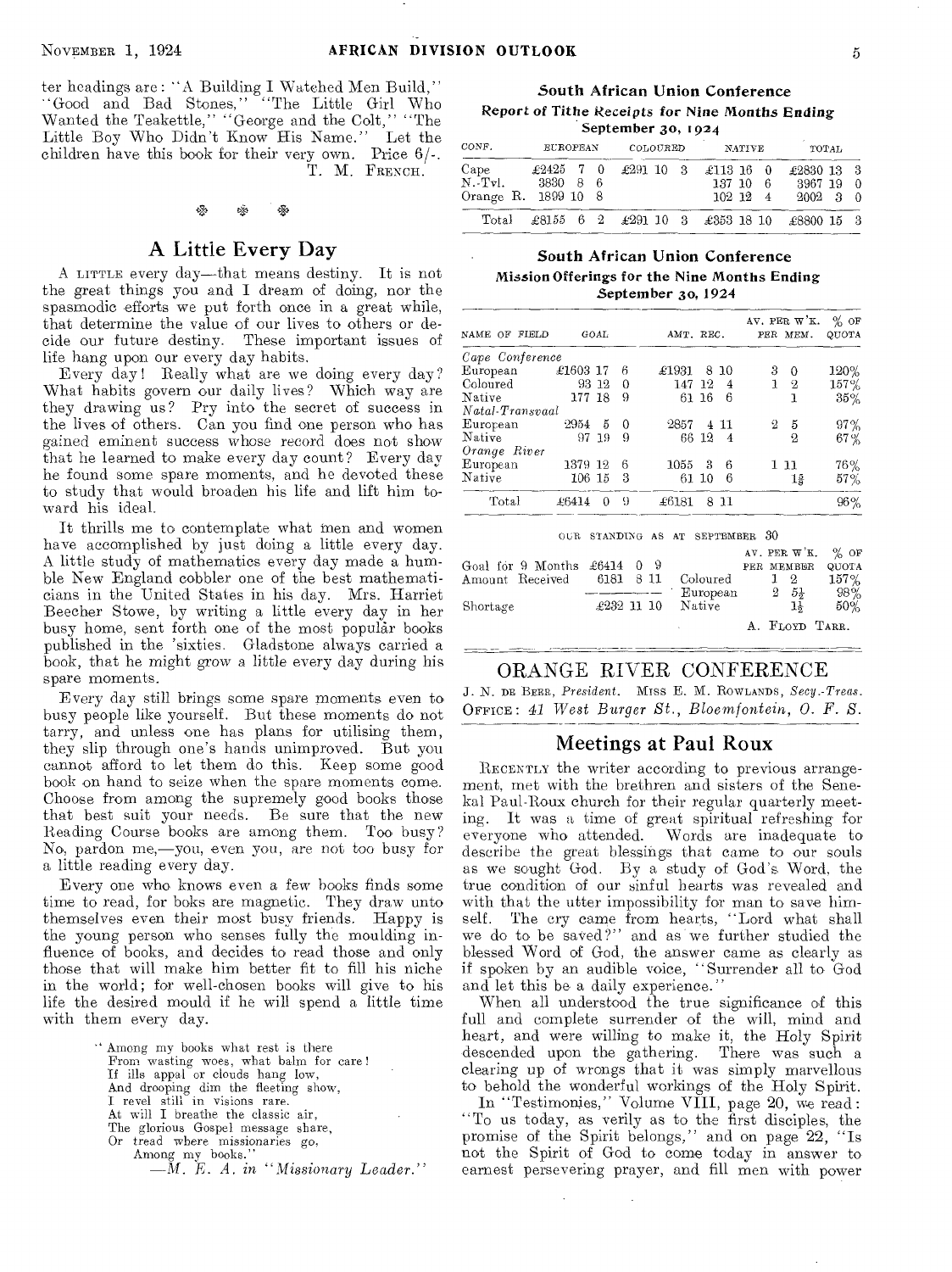ter headings are: "A Building I Watched Men Build," "Good and Bad Stones," "The Little Girl Who Wanted the Teakettle," "George and the Colt," "The Little Boy Who Didn't Know His Name." Let the children have this book for their very own. Price 6/-.

T. M. FRENCH.

❖ ❖ ❖

## A Little Every Day

A LITTLE every day—that means destiny. It is not the great things you and I dream of doing, nor the spasmodic efforts we put forth once in a great while, that determine the value of our lives to others or decide our future destiny. These important issues of life hang upon our every day habits.

Every day! Really what are we doing every day? What habits govern our daily lives? Which way are they drawing us? Pry into the secret of success in the lives of others. Can you find one person who has gained eminent success whose record does not show that he learned to make every day count? Every day he found some spare moments, and he devoted these to study that would broaden his life and lift him toward his ideal.

It thrills me to contemplate what men and women have accomplished by just doing a little every day. A little study of mathematics every day made a humble New England cobbler one of the best mathematicians in the United States in his day. Mrs. Harriet Beecher Stowe, by writing a little every day in her busy home, sent forth one of the most popular books published in the 'sixties. Gladstone always carried a book, that he might grow a little every day during his spare moments.

Every day still brings some spare moments even to busy people like yourself. But these moments do not tarry, and unless one has plans for utilising them, they slip through one's hands unimproved. But you cannot afford to let them do this. Keep some good book on hand to seize when the spare moments come. Choose from among the supremely good books those that best suit your needs. Be sure that the new Reading Course books are among them. Too busy? No, pardon me,—you, even you, are not too busy for a little reading every day.

Every one who knows even a few books finds some time to read, for boks are magnetic. They draw unto themselves even their most busy friends. Happy is the young person who senses fully the moulding influence of books, and decides to read those and only those that will make him better fit to fill his niche in the world; for well-chosen books will give to his life the desired mould if he will spend a little time with them every day.

> "Among my books what rest is there
> From wasting woes, what balm for care!
> If ills appal or clouds hang low,
> And drooping dim the fleeting show,
> I revel still in visions rare.
> At will I breathe the classic air,
> The glorious Gospel message share,
> Or tread where missionaries go,
> Among my books."
>
> —*M. E. A. in "Missionary Leader."*

### South African Union Conference
**Report of Tithe Receipts for Nine Months Ending September 30, 1924**

| CONF. | EUROPEAN | COLOURED | NATIVE | TOTAL |
|---|---|---|---|---|
| Cape | £2425 7 0 | £291 10 3 | £113 16 0 | £2830 13 3 |
| N.-Tvl. | 3830 8 6 | | 137 10 6 | 3967 19 0 |
| Orange R. | 1899 10 8 | | 102 12 4 | 2002 3 0 |
| Total | £8155 6 2 | £291 10 3 | £353 18 10 | £8800 15 3 |

### South African Union Conference
**Mission Offerings for the Nine Months Ending September 30, 1924**

| NAME OF FIELD | GOAL | AMT. REC. | AV. PER W'K. PER MEM. | % OF QUOTA |
|---|---|---|---|---|
| *Cape Conference* | | | | |
| European | £1603 17 6 | £1931 8 10 | 3 0 | 120% |
| Coloured | 93 12 0 | 147 12 4 | 1 2 | 157% |
| Native | 177 18 9 | 61 16 6 | 1 | 35% |
| *Natal-Transvaal* | | | | |
| European | 2954 5 0 | 2857 4 11 | 2 5 | 97% |
| Native | 97 19 9 | 66 12 4 | 2 | 67% |
| *Orange River* | | | | |
| European | 1379 12 6 | 1055 3 6 | 1 11 | 76% |
| Native | 106 15 3 | 61 10 6 | 1⅝ | 57% |
| Total | £6414 0 9 | £6181 8 11 | | 96% |

OUR STANDING AS AT SEPTEMBER 30

| | | | AV. PER W'K. PER MEMBER | % OF QUOTA |
|---|---|---|---|---|
| Goal for 9 Months | £6414 0 9 | | | |
| Amount Received | 6181 8 11 | Coloured | 1 2 | 157% |
| | | European | 2 5½ | 98% |
| Shortage | £232 11 10 | Native | 1½ | 50% |

A. FLOYD TARR.

## ORANGE RIVER CONFERENCE

J. N. DE BEER, *President*. MISS E. M. ROWLANDS, *Secy.-Treas.*
OFFICE: *41 West Burger St., Bloemfontein, O. F. S.*

## Meetings at Paul Roux

RECENTLY the writer according to previous arrangement, met with the brethren and sisters of the Senekal Paul-Roux church for their regular quarterly meeting. It was a time of great spiritual refreshing for everyone who attended. Words are inadequate to describe the great blessings that came to our souls as we sought God. By a study of God's Word, the true condition of our sinful hearts was revealed and with that the utter impossibility for man to save himself. The cry came from hearts, "Lord what shall we do to be saved?" and as we further studied the blessed Word of God, the answer came as clearly as if spoken by an audible voice, "Surrender all to God and let this be a daily experience."

When all understood the true significance of this full and complete surrender of the will, mind and heart, and were willing to make it, the Holy Spirit descended upon the gathering. There was such a clearing up of wrongs that it was simply marvellous to behold the wonderful workings of the Holy Spirit.

In "Testimonies," Volume VIII, page 20, we read: "To us today, as verily as to the first disciples, the promise of the Spirit belongs," and on page 22, "Is not the Spirit of God to come today in answer to earnest persevering prayer, and fill men with power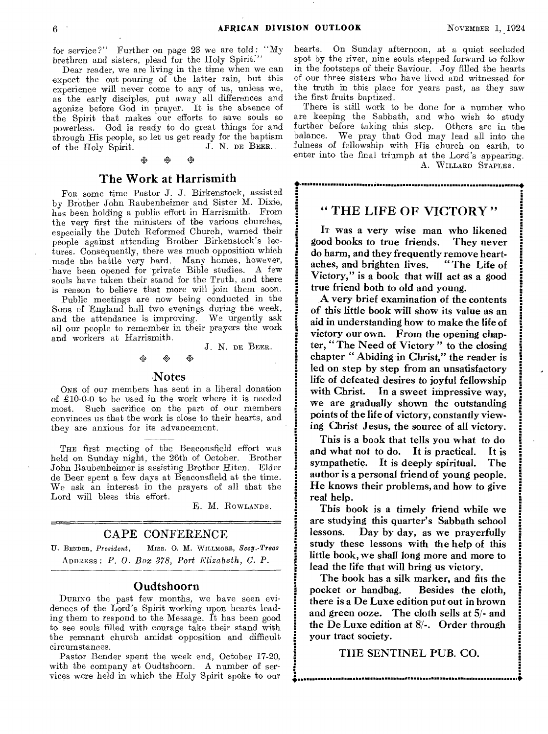for service?" Further on page 23 we are told: "My brethren and sisters, plead for the Holy Spirit."

Dear reader, we are living in the time when we can expect the out-pouring of the latter rain, but this experience will never come to any of us, unless we, as the early disciples, put away all differences and agonize before God in prayer. It is the absence of the Spirit that makes our efforts to save souls so powerless. God is ready to do great things for and through His people, so let us get ready for the baptism of the Holy Spirit.

J. N. DE BEER.

## The Work at Harrismith

FOR some time Pastor J. J. Birkenstock, assisted by Brother John Raubenheimer and Sister M. Dixie, has been holding a public effort in Harrismith. From the very first the ministers of the various churches, especially the Dutch Reformed Church, warned their people against attending Brother Birkenstock's lectures. Consequently, there was much opposition which made the battle very hard. Many homes, however, have been opened for private Bible studies. A few souls have taken their stand for the Truth, and there is reason to believe that more will join them soon.

Public meetings are now being conducted in the Sons of England hall two evenings during the week, and the attendance is improving. We urgently ask all our people to remember in their prayers the work and workers at Harrismith.

J. N. DE BEER.

## Notes

ONE of our members has sent in a liberal donation of £10-0-0 to be used in the work where it is needed most. Such sacrifice on the part of our members convinces us that the work is close to their hearts, and they are anxious for its advancement.

THE first meeting of the Beaconsfield effort was held on Sunday night, the 26th of October. Brother John Raubenheimer is assisting Brother Hiten. Elder de Beer spent a few days at Beaconsfield at the time. We ask an interest in the prayers of all that the Lord will bless this effort.

E. M. ROWLANDS.

## CAPE CONFERENCE

U. BENDER, *President*, MISS. O. M. WILLMORE, *Secy.-Treas*

ADDRESS: *P. O. Box 378, Port Elizabeth, C. P.*

## Oudtshoorn

DURING the past few months, we have seen evidences of the Lord's Spirit working upon hearts leading them to respond to the Message. It has been good to see souls filled with courage take their stand with the remnant church amidst opposition and difficult circumstances.

Pastor Bender spent the week end, October 17-20, with the company at Oudtshoorn. A number of services were held in which the Holy Spirit spoke to our hearts. On Sunday afternoon, at a quiet secluded spot by the river, nine souls stepped forward to follow in the footsteps of their Saviour. Joy filled the hearts of our three sisters who have lived and witnessed for the truth in this place for years past, as they saw the first fruits baptized.

There is still work to be done for a number who are keeping the Sabbath, and who wish to study further before taking this step. Others are in the balance. We pray that God may lead all into the fulness of fellowship with His church on earth, to enter into the final triumph at the Lord's appearing.

A. WILLARD STAPLES.

## "THE LIFE OF VICTORY"

**IT was a very wise man who likened good books to true friends. They never do harm, and they frequently remove heart-aches, and brighten lives. "The Life of Victory," is a book that will act as a good true friend both to old and young.**

**A very brief examination of the contents of this little book will show its value as an aid in understanding how to make the life of victory our own. From the opening chapter, "The Need of Victory" to the closing chapter "Abiding in Christ," the reader is led on step by step from an unsatisfactory life of defeated desires to joyful fellowship with Christ. In a sweet impressive way, we are gradually shown the outstanding points of the life of victory, constantly viewing Christ Jesus, the source of all victory.**

**This is a book that tells you what to do and what not to do. It is practical. It is sympathetic. It is deeply spiritual. The author is a personal friend of young people. He knows their problems, and how to give real help.**

**This book is a timely friend while we are studying this quarter's Sabbath school lessons. Day by day, as we prayerfully study these lessons with the help of this little book, we shall long more and more to lead the life that will bring us victory.**

**The book has a silk marker, and fits the pocket or handbag. Besides the cloth, there is a De Luxe edition put out in brown and green ooze. The cloth sells at 5/- and the De Luxe edition at 8/-. Order through your tract society.**

**THE SENTINEL PUB. CO.**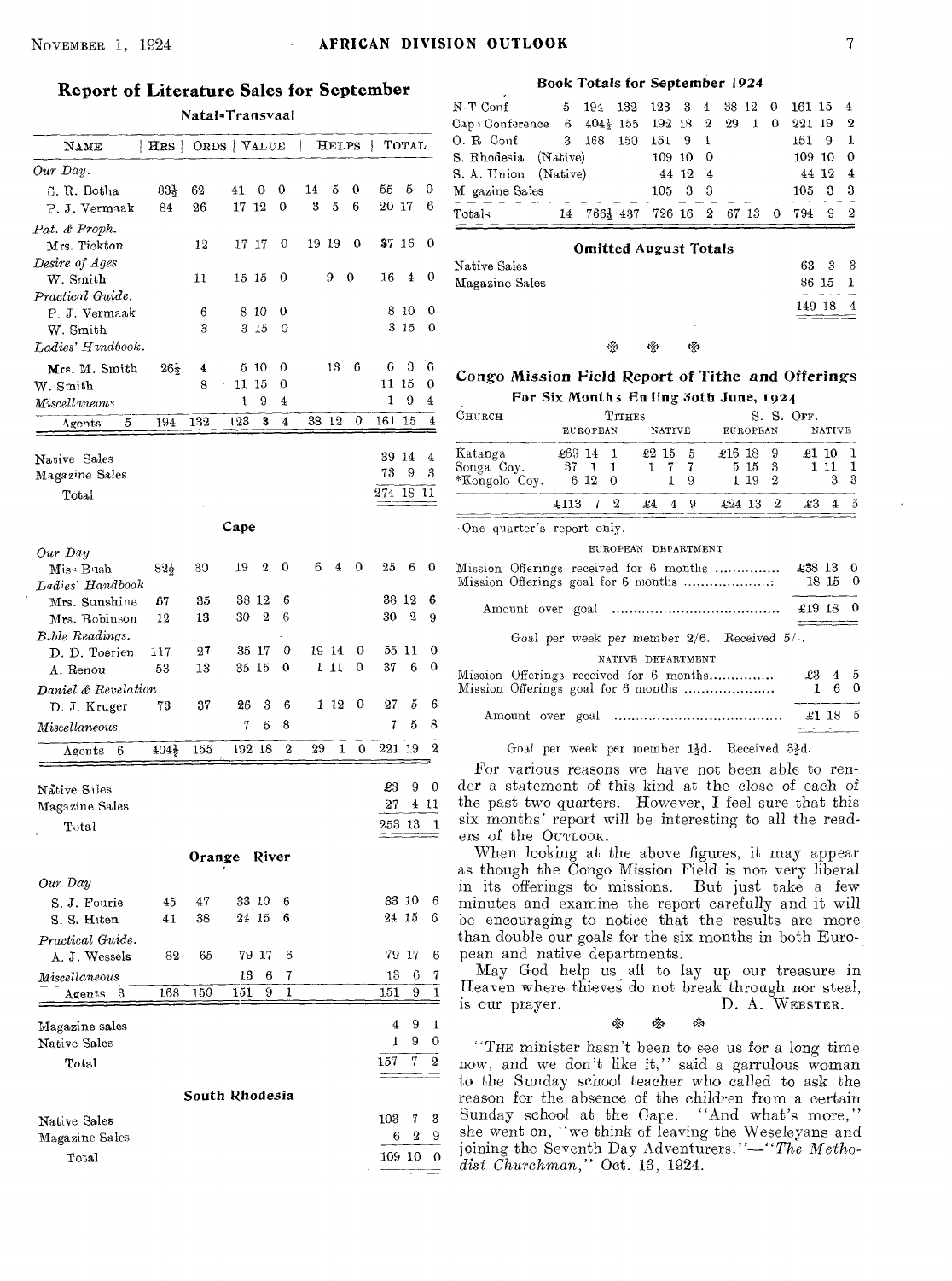## Report of Literature Sales for September

### Natal-Transvaal

| NAME | HRS | ORDS | VALUE | HELPS | TOTAL |
|---|---|---|---|---|---|
| *Our Day.* | | | | | |
| C. R. Botha | 83½ | 62 | 41 0 0 | 14 5 0 | 55 5 0 |
| P. J. Vermaak | 84 | 26 | 17 12 0 | 3 5 6 | 20 17 6 |
| *Pat. & Proph.* | | | | | |
| Mrs. Tickton | | 12 | 17 17 0 | 19 19 0 | 37 16 0 |
| *Desire of Ages* | | | | | |
| W. Smith | | 11 | 15 15 0 | 9 0 | 16 4 0 |
| *Practical Guide.* | | | | | |
| P. J. Vermaak | | 6 | 8 10 0 | | 8 10 0 |
| W. Smith | | 3 | 3 15 0 | | 3 15 0 |
| *Ladies' Handbook.* | | | | | |
| Mrs. M. Smith | 26½ | 4 | 5 10 0 | 13 6 | 6 3 6 |
| W. Smith | | 8 | 11 15 0 | | 11 15 0 |
| *Miscellaneous* | | | 1 9 4 | | 1 9 4 |
| Agents 5 | 194 | 132 | 123 3 4 | 38 12 0 | 161 15 4 |

| | |
|---|---|
| Native Sales | 39 14 4 |
| Magazine Sales | 73 9 3 |
| Total | 274 18 11 |

### Cape

| NAME | HRS | ORDS | VALUE | HELPS | TOTAL |
|---|---|---|---|---|---|
| *Our Day* | | | | | |
| Miss Bush | 82½ | 30 | 19 2 0 | 6 4 0 | 25 6 0 |
| *Ladies' Handbook* | | | | | |
| Mrs. Sunshine | 67 | 35 | 38 12 6 | | 38 12 6 |
| Mrs. Robinson | 12 | 13 | 30 2 6 | | 30 2 9 |
| *Bible Readings.* | | | | | |
| D. D. Toerien | 117 | 27 | 35 17 0 | 19 14 0 | 55 11 0 |
| A. Renou | 53 | 13 | 35 15 0 | 1 11 0 | 37 6 0 |
| *Daniel & Revelation* | | | | | |
| D. J. Kruger | 73 | 37 | 26 3 6 | 1 12 0 | 27 5 6 |
| *Miscellaneous* | | | 7 5 8 | | 7 5 8 |
| Agents 6 | 404½ | 155 | 192 18 2 | 29 1 0 | 221 19 2 |

| | |
|---|---|
| Native Sales | £3 9 0 |
| Magazine Sales | 27 4 11 |
| Total | 253 13 1 |

### Orange River

| NAME | HRS | ORDS | VALUE | HELPS | TOTAL |
|---|---|---|---|---|---|
| *Our Day* | | | | | |
| S. J. Fourie | 45 | 47 | 33 10 6 | | 33 10 6 |
| S. S. Hiten | 41 | 38 | 24 15 6 | | 24 15 6 |
| *Practical Guide.* | | | | | |
| A. J. Wessels | 82 | 65 | 79 17 6 | | 79 17 6 |
| *Miscellaneous* | | | 13 6 7 | | 13 6 7 |
| Agents 3 | 168 | 150 | 151 9 1 | | 151 9 1 |

| | |
|---|---|
| Magazine sales | 4 9 1 |
| Native Sales | 1 9 0 |
| Total | 157 7 2 |

### South Rhodesia

| | |
|---|---|
| Native Sales | 103 7 3 |
| Magazine Sales | 6 2 9 |
| Total | 109 10 0 |

### Book Totals for September 1924

| | | | | | | |
|---|---|---|---|---|---|---|
| N-T Conf | 5 | 194 | 132 | 123 3 4 | 38 12 0 | 161 15 4 |
| Cape Conference | 6 | 404½ | 155 | 192 18 2 | 29 1 0 | 221 19 2 |
| O. R. Conf | 3 | 168 | 150 | 151 9 1 | | 151 9 1 |
| S. Rhodesia (Native) | | | | 109 10 0 | | 109 10 0 |
| S. A. Union (Native) | | | | 44 12 4 | | 44 12 4 |
| Magazine Sales | | | | 105 3 3 | | 105 3 3 |
| Totals | 14 | 766½ | 437 | 726 16 2 | 67 13 0 | 794 9 2 |

### Omitted August Totals

| | |
|---|---|
| Native Sales | 63 3 3 |
| Magazine Sales | 86 15 1 |
| | 149 18 4 |

## Congo Mission Field Report of Tithe and Offerings

**For Six Months Ending 30th June, 1924**

| CHURCH | TITHES EUROPEAN | TITHES NATIVE | S. S. OFF. EUROPEAN | S. S. OFF. NATIVE |
|---|---|---|---|---|
| Katanga | £69 14 1 | £2 15 5 | £16 18 9 | £1 10 1 |
| Songa Coy. | 37 1 1 | 1 7 7 | 5 15 3 | 1 11 1 |
| *Kongolo Coy. | 6 12 0 | 1 9 | 1 19 2 | 3 3 |
| | £113 7 2 | £4 4 9 | £24 13 2 | £3 4 5 |

*One quarter's report only.

EUROPEAN DEPARTMENT

| | |
|---|---|
| Mission Offerings received for 6 months | £38 13 0 |
| Mission Offerings goal for 6 months | 18 15 0 |
| Amount over goal | £19 18 0 |

Goal per week per member 2/6. Received 5/-.

NATIVE DEPARTMENT

| | |
|---|---|
| Mission Offerings received for 6 months | £3 4 5 |
| Mission Offerings goal for 6 months | 1 6 0 |
| Amount over goal | £1 18 5 |

Goal per week per member 1½d. Received 3½d.

For various reasons we have not been able to render a statement of this kind at the close of each of the past two quarters. However, I feel sure that this six months' report will be interesting to all the readers of the OUTLOOK.

When looking at the above figures, it may appear as though the Congo Mission Field is not very liberal in its offerings to missions. But just take a few minutes and examine the report carefully and it will be encouraging to notice that the results are more than double our goals for the six months in both European and native departments.

May God help us all to lay up our treasure in Heaven where thieves do not break through nor steal, is our prayer.

D. A. WEBSTER.

"THE minister hasn't been to see us for a long time now, and we don't like it," said a garrulous woman to the Sunday school teacher who called to ask the reason for the absence of the children from a certain Sunday school at the Cape. "And what's more," she went on, "we think of leaving the Weseleyans and joining the Seventh Day Adventurers."—"*The Methodist Churchman*," Oct. 13, 1924.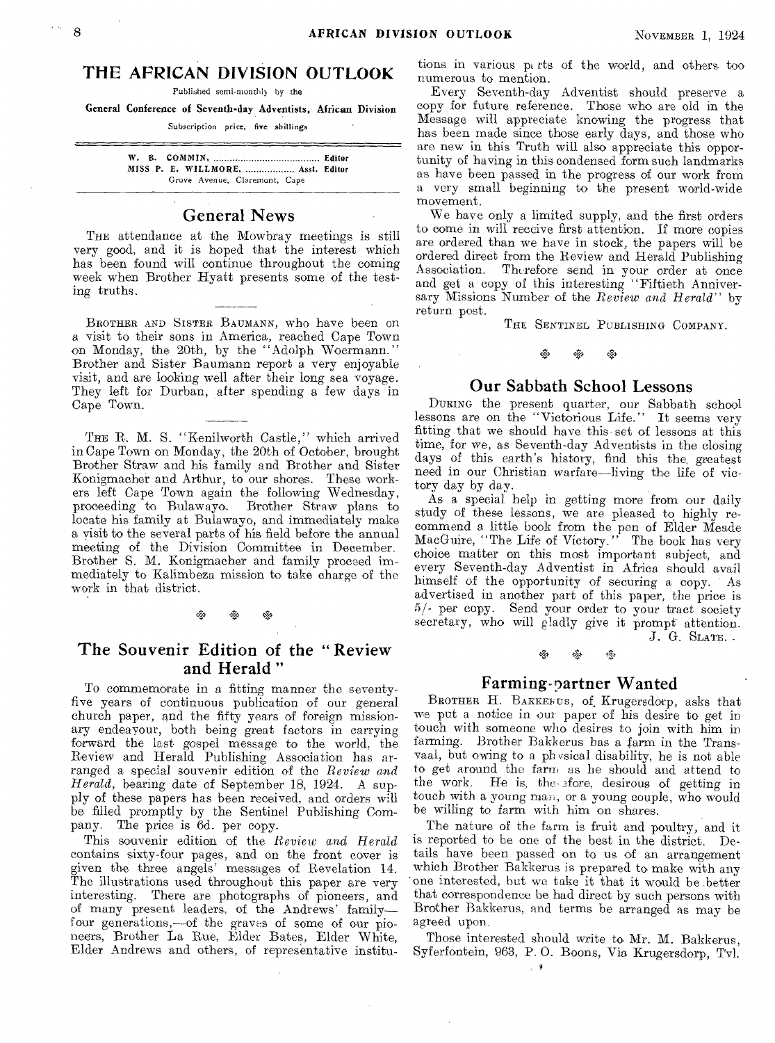# THE AFRICAN DIVISION OUTLOOK

Published semi-monthly by the

General Conference of Seventh-day Adventists, African Division

Subscription price, five shillings

W. B. COMMIN, ....................................... Editor
MISS P. E. WILLMORE, .................. Asst. Editor
Grove Avenue, Claremont, Cape

## General News

THE attendance at the Mowbray meetings is still very good, and it is hoped that the interest which has been found will continue throughout the coming week when Brother Hyatt presents some of the testing truths.

BROTHER AND SISTER BAUMANN, who have been on a visit to their sons in America, reached Cape Town on Monday, the 20th, by the "Adolph Woermann." Brother and Sister Baumann report a very enjoyable visit, and are looking well after their long sea voyage. They left for Durban, after spending a few days in Cape Town.

THE R. M. S. "Kenilworth Castle," which arrived in Cape Town on Monday, the 20th of October, brought Brother Straw and his family and Brother and Sister Konigmacher and Arthur, to our shores. These workers left Cape Town again the following Wednesday, proceeding to Bulawayo. Brother Straw plans to locate his family at Bulawayo, and immediately make a visit to the several parts of his field before the annual meeting of the Division Committee in December. Brother S. M. Konigmacher and family proceed immediately to Kalimbeza mission to take charge of the work in that district.

## The Souvenir Edition of the "Review and Herald"

To commemorate in a fitting manner the seventy-five years of continuous publication of our general church paper, and the fifty years of foreign missionary endeavour, both being great factors in carrying forward the last gospel message to the world, the Review and Herald Publishing Association has arranged a special souvenir edition of the *Review and Herald*, bearing date of September 18, 1924. A supply of these papers has been received, and orders will be filled promptly by the Sentinel Publishing Company. The price is 6d. per copy.

This souvenir edition of the *Review and Herald* contains sixty-four pages, and on the front cover is given the three angels' messages of Revelation 14. The illustrations used throughout this paper are very interesting. There are photographs of pioneers, and of many present leaders, of the Andrews' family—four generations,—of the graves of some of our pioneers, Brother La Rue, Elder Bates, Elder White, Elder Andrews and others, of representative institutions in various parts of the world, and others too numerous to mention.

Every Seventh-day Adventist should preserve a copy for future reference. Those who are old in the Message will appreciate knowing the progress that has been made since those early days, and those who are new in this Truth will also appreciate this opportunity of having in this condensed form such landmarks as have been passed in the progress of our work from a very small beginning to the present world-wide movement.

We have only a limited supply, and the first orders to come in will receive first attention. If more copies are ordered than we have in stock, the papers will be ordered direct from the Review and Herald Publishing Association. Therefore send in your order at once and get a copy of this interesting "Fiftieth Anniversary Missions Number of the *Review and Herald*" by return post.

THE SENTINEL PUBLISHING COMPANY.

## Our Sabbath School Lessons

DURING the present quarter, our Sabbath school lessons are on the "Victorious Life." It seems very fitting that we should have this set of lessons at this time, for we, as Seventh-day Adventists in the closing days of this earth's history, find this the greatest need in our Christian warfare—living the life of victory day by day.

As a special help in getting more from our daily study of these lessons, we are pleased to highly recommend a little book from the pen of Elder Meade MacGuire, "The Life of Victory." The book has very choice matter on this most important subject, and every Seventh-day Adventist in Africa should avail himself of the opportunity of securing a copy. As advertised in another part of this paper, the price is 5/- per copy. Send your order to your tract society secretary, who will gladly give it prompt attention.

J. G. SLATE.

## Farming-partner Wanted

BROTHER H. BAKKERUS, of Krugersdorp, asks that we put a notice in our paper of his desire to get in touch with someone who desires to join with him in farming. Brother Bakkerus has a farm in the Transvaal, but owing to a physical disability, he is not able to get around the farm as he should and attend to the work. He is, therefore, desirous of getting in touch with a young man, or a young couple, who would be willing to farm with him on shares.

The nature of the farm is fruit and poultry, and it is reported to be one of the best in the district. Details have been passed on to us of an arrangement which Brother Bakkerus is prepared to make with any one interested, but we take it that it would be better that correspondence be had direct by such persons with Brother Bakkerus, and terms be arranged as may be agreed upon.

Those interested should write to Mr. M. Bakkerus, Syferfontein, 963, P. O. Boons, Via Krugersdorp, Tvl.